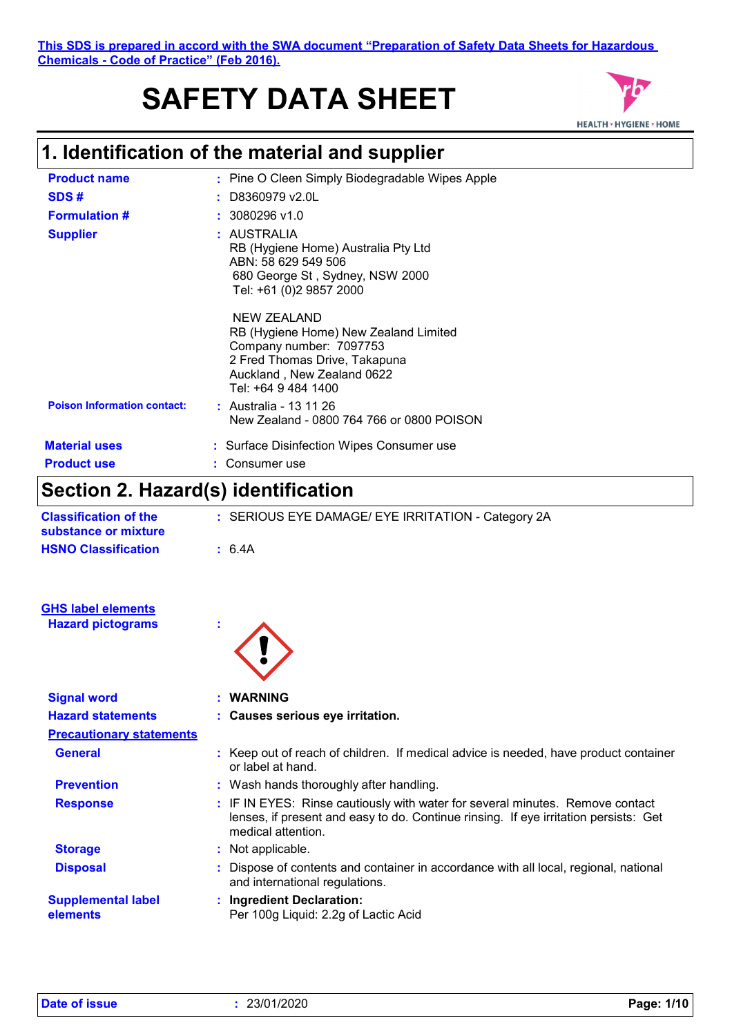This SDS is prepared in accord with the SWA document "Preparation of Safety Data Sheets for Hazardous Chemicals - Code of Practice" (Feb 2016).

# SAFETY DATA SHEET

HEALTH • HYGIENE • HOME

## 1. Identification of the material and supplier

**Product name** : Pine O Cleen Simply Biodegradable Wipes Apple

**SDS #** : D8360979 v2.0L

**Formulation #** : 3080296 v1.0

**Supplier** : AUSTRALIA
RB (Hygiene Home) Australia Pty Ltd
ABN: 58 629 549 506
680 George St , Sydney, NSW 2000
Tel: +61 (0)2 9857 2000

NEW ZEALAND
RB (Hygiene Home) New Zealand Limited
Company number: 7097753
2 Fred Thomas Drive, Takapuna
Auckland , New Zealand 0622
Tel: +64 9 484 1400

**Poison Information contact:** : Australia - 13 11 26
New Zealand - 0800 764 766 or 0800 POISON

**Material uses** : Surface Disinfection Wipes Consumer use

**Product use** : Consumer use

## Section 2. Hazard(s) identification

**Classification of the substance or mixture** : SERIOUS EYE DAMAGE/ EYE IRRITATION - Category 2A

**HSNO Classification** : 6.4A

**GHS label elements**

**Hazard pictograms** :

**Signal word** : **WARNING**

**Hazard statements** : **Causes serious eye irritation.**

**Precautionary statements**

**General** : Keep out of reach of children. If medical advice is needed, have product container or label at hand.

**Prevention** : Wash hands thoroughly after handling.

**Response** : IF IN EYES: Rinse cautiously with water for several minutes. Remove contact lenses, if present and easy to do. Continue rinsing. If eye irritation persists: Get medical attention.

**Storage** : Not applicable.

**Disposal** : Dispose of contents and container in accordance with all local, regional, national and international regulations.

**Supplemental label elements** : **Ingredient Declaration:**
Per 100g Liquid: 2.2g of Lactic Acid

**Date of issue** : 23/01/2020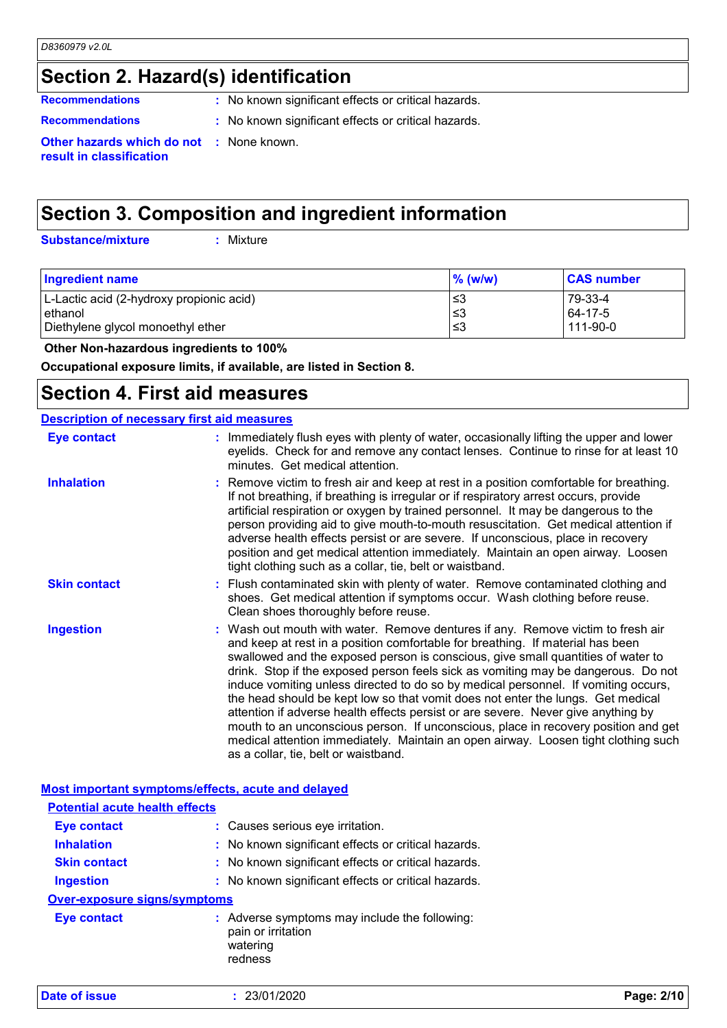## Section 2. Hazard(s) identification

**Recommendations** : No known significant effects or critical hazards.

**Recommendations** : No known significant effects or critical hazards.

**Other hazards which do not result in classification** : None known.

## Section 3. Composition and ingredient information

**Substance/mixture** : Mixture

| Ingredient name | % (w/w) | CAS number |
|---|---|---|
| L-Lactic acid (2-hydroxy propionic acid) | ≤3 | 79-33-4 |
| ethanol | ≤3 | 64-17-5 |
| Diethylene glycol monoethyl ether | ≤3 | 111-90-0 |

**Other Non-hazardous ingredients to 100%**

**Occupational exposure limits, if available, are listed in Section 8.**

## Section 4. First aid measures

### Description of necessary first aid measures

**Eye contact** : Immediately flush eyes with plenty of water, occasionally lifting the upper and lower eyelids. Check for and remove any contact lenses. Continue to rinse for at least 10 minutes. Get medical attention.

**Inhalation** : Remove victim to fresh air and keep at rest in a position comfortable for breathing. If not breathing, if breathing is irregular or if respiratory arrest occurs, provide artificial respiration or oxygen by trained personnel. It may be dangerous to the person providing aid to give mouth-to-mouth resuscitation. Get medical attention if adverse health effects persist or are severe. If unconscious, place in recovery position and get medical attention immediately. Maintain an open airway. Loosen tight clothing such as a collar, tie, belt or waistband.

**Skin contact** : Flush contaminated skin with plenty of water. Remove contaminated clothing and shoes. Get medical attention if symptoms occur. Wash clothing before reuse. Clean shoes thoroughly before reuse.

**Ingestion** : Wash out mouth with water. Remove dentures if any. Remove victim to fresh air and keep at rest in a position comfortable for breathing. If material has been swallowed and the exposed person is conscious, give small quantities of water to drink. Stop if the exposed person feels sick as vomiting may be dangerous. Do not induce vomiting unless directed to do so by medical personnel. If vomiting occurs, the head should be kept low so that vomit does not enter the lungs. Get medical attention if adverse health effects persist or are severe. Never give anything by mouth to an unconscious person. If unconscious, place in recovery position and get medical attention immediately. Maintain an open airway. Loosen tight clothing such as a collar, tie, belt or waistband.

### Most important symptoms/effects, acute and delayed

#### Potential acute health effects

**Eye contact** : Causes serious eye irritation.

**Inhalation** : No known significant effects or critical hazards.

**Skin contact** : No known significant effects or critical hazards.

**Ingestion** : No known significant effects or critical hazards.

#### Over-exposure signs/symptoms

**Eye contact** : Adverse symptoms may include the following:
pain or irritation
watering
redness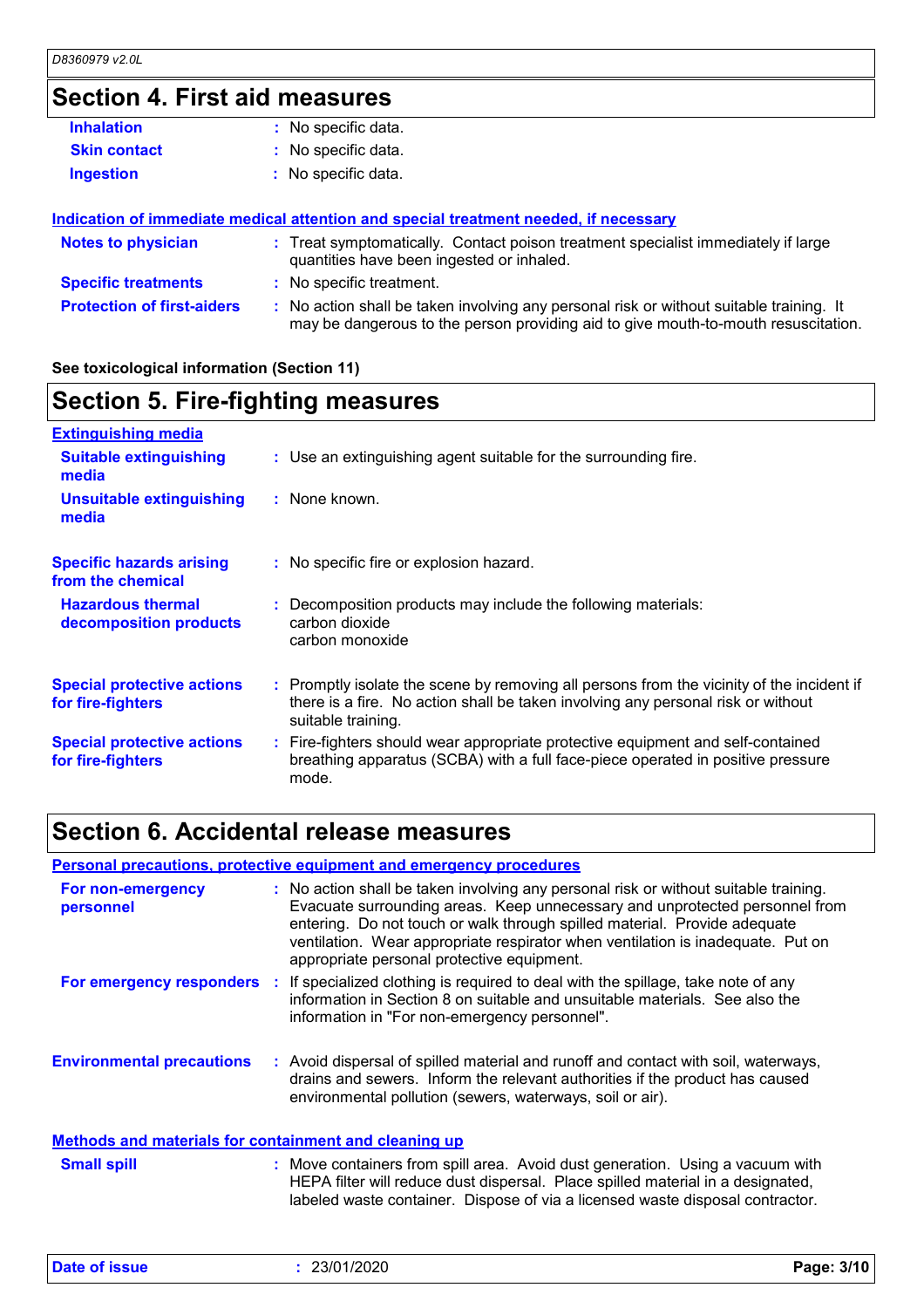## Section 4. First aid measures

**Inhalation** : No specific data.

**Skin contact** : No specific data.

**Ingestion** : No specific data.

### Indication of immediate medical attention and special treatment needed, if necessary

**Notes to physician** : Treat symptomatically. Contact poison treatment specialist immediately if large quantities have been ingested or inhaled.

**Specific treatments** : No specific treatment.

**Protection of first-aiders** : No action shall be taken involving any personal risk or without suitable training. It may be dangerous to the person providing aid to give mouth-to-mouth resuscitation.

**See toxicological information (Section 11)**

## Section 5. Fire-fighting measures

### Extinguishing media

**Suitable extinguishing media** : Use an extinguishing agent suitable for the surrounding fire.

**Unsuitable extinguishing media** : None known.

**Specific hazards arising from the chemical** : No specific fire or explosion hazard.

**Hazardous thermal decomposition products** : Decomposition products may include the following materials:
carbon dioxide
carbon monoxide

**Special protective actions for fire-fighters** : Promptly isolate the scene by removing all persons from the vicinity of the incident if there is a fire. No action shall be taken involving any personal risk or without suitable training.

**Special protective actions for fire-fighters** : Fire-fighters should wear appropriate protective equipment and self-contained breathing apparatus (SCBA) with a full face-piece operated in positive pressure mode.

## Section 6. Accidental release measures

### Personal precautions, protective equipment and emergency procedures

**For non-emergency personnel** : No action shall be taken involving any personal risk or without suitable training. Evacuate surrounding areas. Keep unnecessary and unprotected personnel from entering. Do not touch or walk through spilled material. Provide adequate ventilation. Wear appropriate respirator when ventilation is inadequate. Put on appropriate personal protective equipment.

**For emergency responders** : If specialized clothing is required to deal with the spillage, take note of any information in Section 8 on suitable and unsuitable materials. See also the information in "For non-emergency personnel".

**Environmental precautions** : Avoid dispersal of spilled material and runoff and contact with soil, waterways, drains and sewers. Inform the relevant authorities if the product has caused environmental pollution (sewers, waterways, soil or air).

### Methods and materials for containment and cleaning up

**Small spill** : Move containers from spill area. Avoid dust generation. Using a vacuum with HEPA filter will reduce dust dispersal. Place spilled material in a designated, labeled waste container. Dispose of via a licensed waste disposal contractor.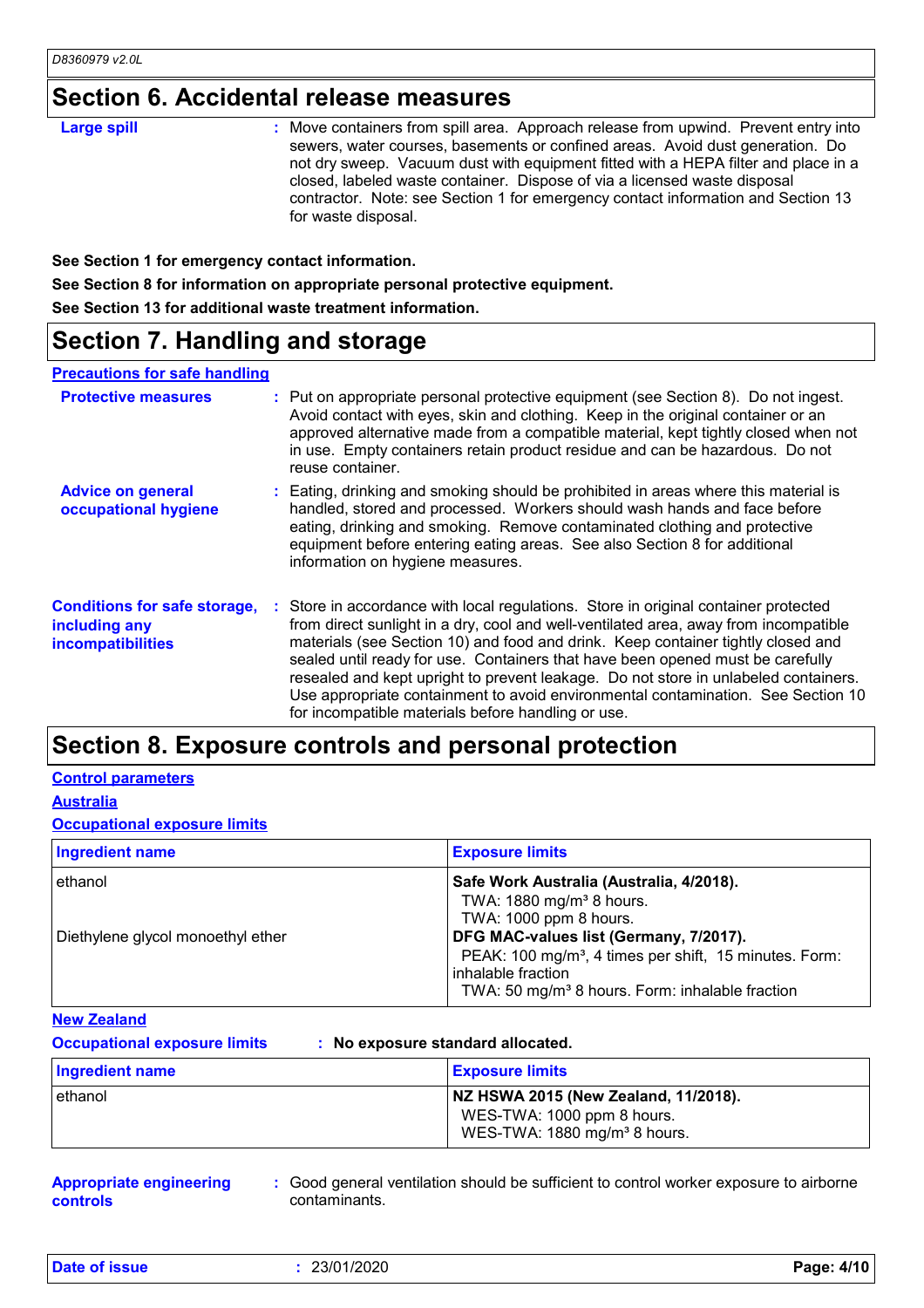## Section 6. Accidental release measures

**Large spill** : Move containers from spill area. Approach release from upwind. Prevent entry into sewers, water courses, basements or confined areas. Avoid dust generation. Do not dry sweep. Vacuum dust with equipment fitted with a HEPA filter and place in a closed, labeled waste container. Dispose of via a licensed waste disposal contractor. Note: see Section 1 for emergency contact information and Section 13 for waste disposal.

**See Section 1 for emergency contact information.**

**See Section 8 for information on appropriate personal protective equipment.**

**See Section 13 for additional waste treatment information.**

## Section 7. Handling and storage

### Precautions for safe handling

**Protective measures** : Put on appropriate personal protective equipment (see Section 8). Do not ingest. Avoid contact with eyes, skin and clothing. Keep in the original container or an approved alternative made from a compatible material, kept tightly closed when not in use. Empty containers retain product residue and can be hazardous. Do not reuse container.

**Advice on general occupational hygiene** : Eating, drinking and smoking should be prohibited in areas where this material is handled, stored and processed. Workers should wash hands and face before eating, drinking and smoking. Remove contaminated clothing and protective equipment before entering eating areas. See also Section 8 for additional information on hygiene measures.

**Conditions for safe storage, including any incompatibilities** : Store in accordance with local regulations. Store in original container protected from direct sunlight in a dry, cool and well-ventilated area, away from incompatible materials (see Section 10) and food and drink. Keep container tightly closed and sealed until ready for use. Containers that have been opened must be carefully resealed and kept upright to prevent leakage. Do not store in unlabeled containers. Use appropriate containment to avoid environmental contamination. See Section 10 for incompatible materials before handling or use.

## Section 8. Exposure controls and personal protection

### Control parameters

### Australia

### Occupational exposure limits

| Ingredient name | Exposure limits |
|---|---|
| ethanol | **Safe Work Australia (Australia, 4/2018).**<br>TWA: 1880 mg/m³ 8 hours.<br>TWA: 1000 ppm 8 hours. |
| Diethylene glycol monoethyl ether | **DFG MAC-values list (Germany, 7/2017).**<br>PEAK: 100 mg/m³, 4 times per shift, 15 minutes. Form: inhalable fraction<br>TWA: 50 mg/m³ 8 hours. Form: inhalable fraction |

### New Zealand

**Occupational exposure limits** : **No exposure standard allocated.**

| Ingredient name | Exposure limits |
|---|---|
| ethanol | **NZ HSWA 2015 (New Zealand, 11/2018).**<br>WES-TWA: 1000 ppm 8 hours.<br>WES-TWA: 1880 mg/m³ 8 hours. |

**Appropriate engineering controls** : Good general ventilation should be sufficient to control worker exposure to airborne contaminants.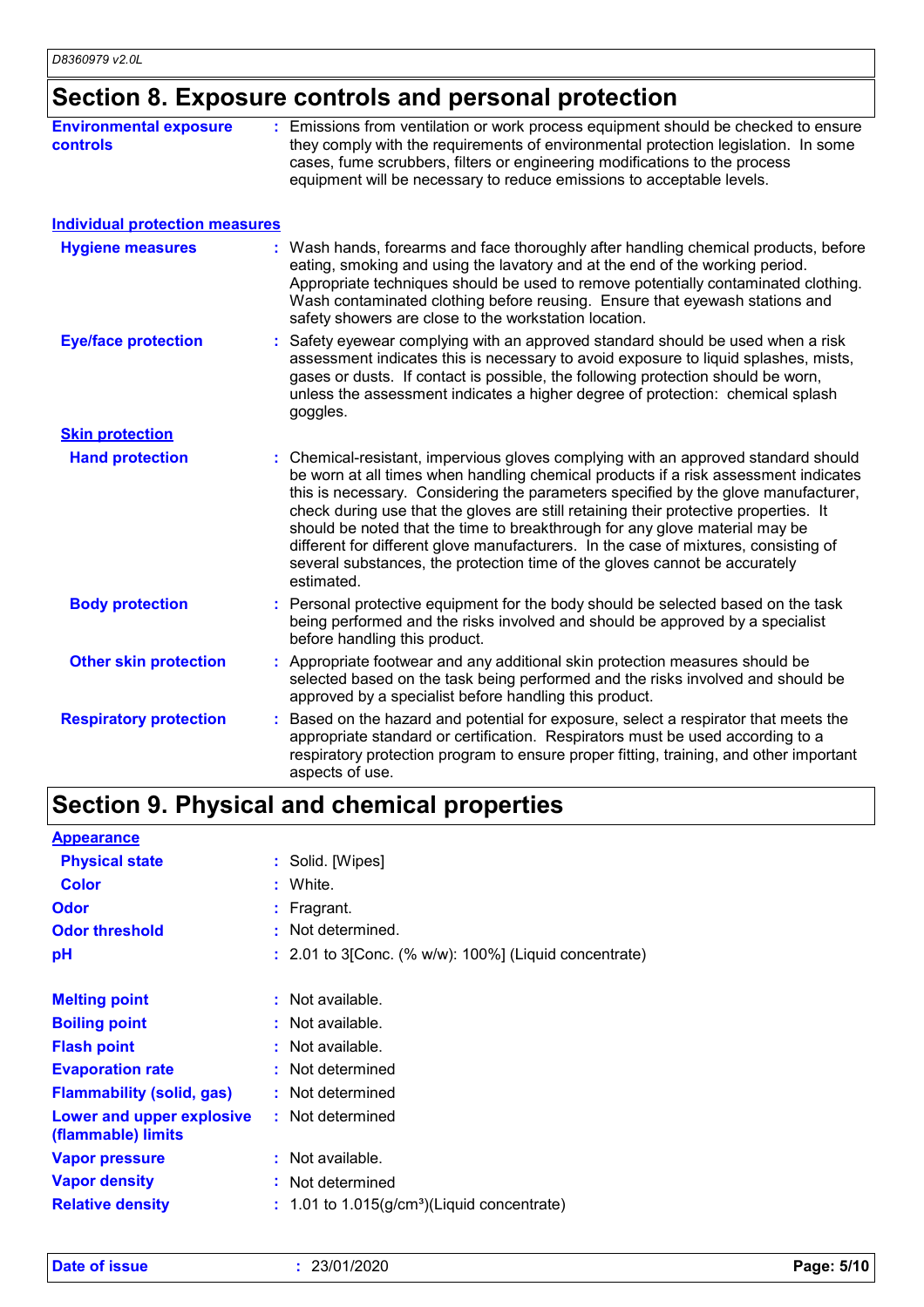## Section 8. Exposure controls and personal protection

**Environmental exposure controls** : Emissions from ventilation or work process equipment should be checked to ensure they comply with the requirements of environmental protection legislation. In some cases, fume scrubbers, filters or engineering modifications to the process equipment will be necessary to reduce emissions to acceptable levels.

### Individual protection measures

**Hygiene measures** : Wash hands, forearms and face thoroughly after handling chemical products, before eating, smoking and using the lavatory and at the end of the working period. Appropriate techniques should be used to remove potentially contaminated clothing. Wash contaminated clothing before reusing. Ensure that eyewash stations and safety showers are close to the workstation location.

**Eye/face protection** : Safety eyewear complying with an approved standard should be used when a risk assessment indicates this is necessary to avoid exposure to liquid splashes, mists, gases or dusts. If contact is possible, the following protection should be worn, unless the assessment indicates a higher degree of protection: chemical splash goggles.

**Skin protection**

**Hand protection** : Chemical-resistant, impervious gloves complying with an approved standard should be worn at all times when handling chemical products if a risk assessment indicates this is necessary. Considering the parameters specified by the glove manufacturer, check during use that the gloves are still retaining their protective properties. It should be noted that the time to breakthrough for any glove material may be different for different glove manufacturers. In the case of mixtures, consisting of several substances, the protection time of the gloves cannot be accurately estimated.

**Body protection** : Personal protective equipment for the body should be selected based on the task being performed and the risks involved and should be approved by a specialist before handling this product.

**Other skin protection** : Appropriate footwear and any additional skin protection measures should be selected based on the task being performed and the risks involved and should be approved by a specialist before handling this product.

**Respiratory protection** : Based on the hazard and potential for exposure, select a respirator that meets the appropriate standard or certification. Respirators must be used according to a respiratory protection program to ensure proper fitting, training, and other important aspects of use.

## Section 9. Physical and chemical properties

**Appearance**

**Physical state** : Solid. [Wipes]

**Color** : White.

**Odor** : Fragrant.

**Odor threshold** : Not determined.

**pH** : 2.01 to 3[Conc. (% w/w): 100%] (Liquid concentrate)

**Melting point** : Not available.

**Boiling point** : Not available.

**Flash point** : Not available.

**Evaporation rate** : Not determined

**Flammability (solid, gas)** : Not determined

**Lower and upper explosive (flammable) limits** : Not determined

**Vapor pressure** : Not available.

**Vapor density** : Not determined

**Relative density** : 1.01 to 1.015(g/cm³)(Liquid concentrate)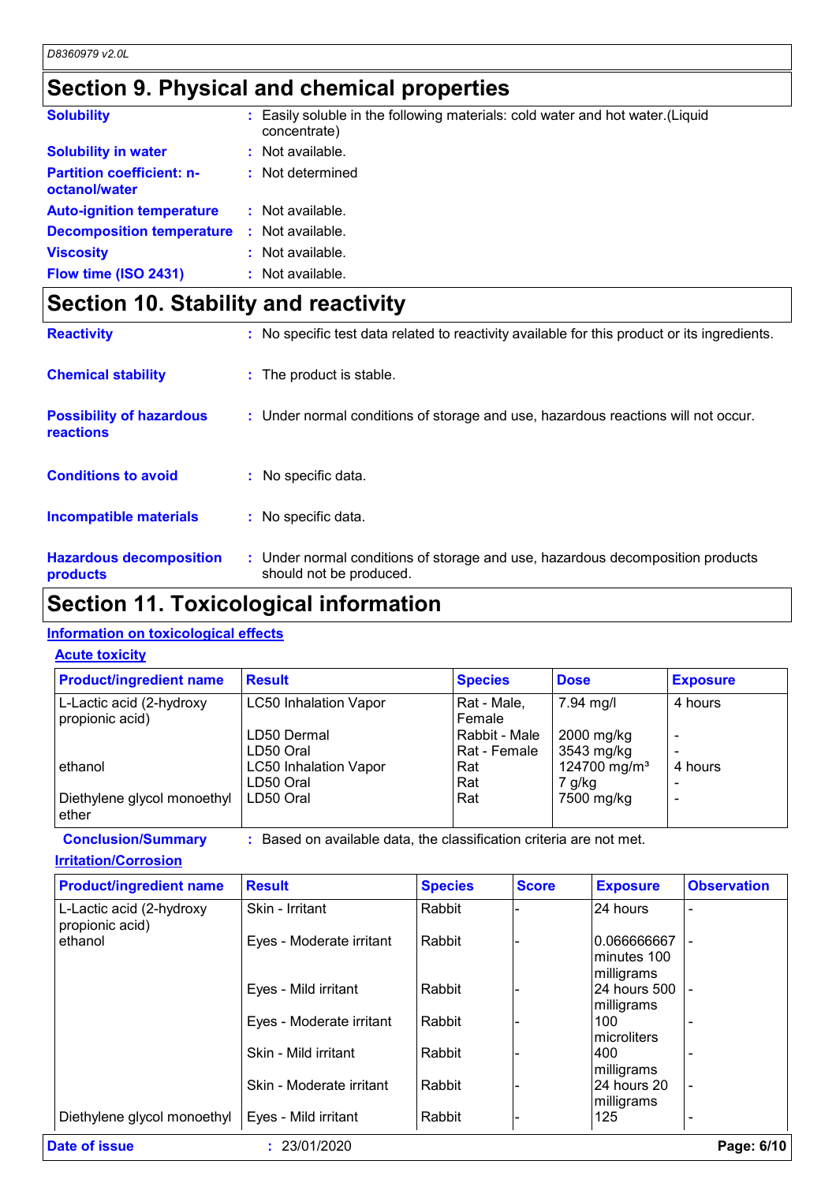## Section 9. Physical and chemical properties

**Solubility** : Easily soluble in the following materials: cold water and hot water.(Liquid concentrate)

**Solubility in water** : Not available.

**Partition coefficient: n-octanol/water** : Not determined

**Auto-ignition temperature** : Not available.

**Decomposition temperature** : Not available.

**Viscosity** : Not available.

**Flow time (ISO 2431)** : Not available.

## Section 10. Stability and reactivity

**Reactivity** : No specific test data related to reactivity available for this product or its ingredients.

**Chemical stability** : The product is stable.

**Possibility of hazardous reactions** : Under normal conditions of storage and use, hazardous reactions will not occur.

**Conditions to avoid** : No specific data.

**Incompatible materials** : No specific data.

**Hazardous decomposition products** : Under normal conditions of storage and use, hazardous decomposition products should not be produced.

## Section 11. Toxicological information

### Information on toxicological effects

#### Acute toxicity

| Product/ingredient name | Result | Species | Dose | Exposure |
|---|---|---|---|---|
| L-Lactic acid (2-hydroxy propionic acid) | LC50 Inhalation Vapor | Rat - Male, Female | 7.94 mg/l | 4 hours |
| | LD50 Dermal | Rabbit - Male | 2000 mg/kg | - |
| | LD50 Oral | Rat - Female | 3543 mg/kg | - |
| ethanol | LC50 Inhalation Vapor | Rat | 124700 mg/m³ | 4 hours |
| | LD50 Oral | Rat | 7 g/kg | - |
| Diethylene glycol monoethyl ether | LD50 Oral | Rat | 7500 mg/kg | - |

**Conclusion/Summary** : Based on available data, the classification criteria are not met.

#### Irritation/Corrosion

| Product/ingredient name | Result | Species | Score | Exposure | Observation |
|---|---|---|---|---|---|
| L-Lactic acid (2-hydroxy propionic acid) | Skin - Irritant | Rabbit | - | 24 hours | - |
| ethanol | Eyes - Moderate irritant | Rabbit | - | 0.066666667 minutes 100 milligrams | - |
| | Eyes - Mild irritant | Rabbit | - | 24 hours 500 milligrams | - |
| | Eyes - Moderate irritant | Rabbit | - | 100 microliters | - |
| | Skin - Mild irritant | Rabbit | - | 400 milligrams | - |
| | Skin - Moderate irritant | Rabbit | - | 24 hours 20 milligrams | - |
| Diethylene glycol monoethyl | Eyes - Mild irritant | Rabbit | - | 125 | - |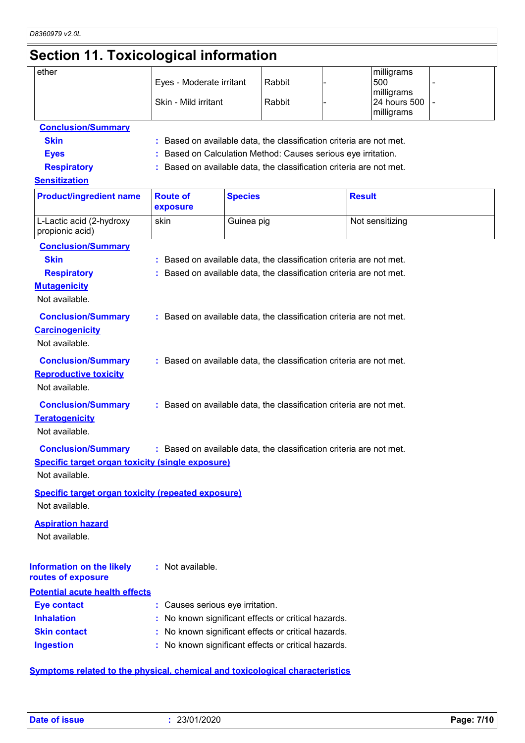# Section 11. Toxicological information

| | | | | | |
|---|---|---|---|---|---|
| ether | Eyes - Moderate irritant<br><br>Skin - Mild irritant | Rabbit<br><br>Rabbit | -<br><br>- | milligrams<br>500<br>milligrams<br>24 hours 500<br>milligrams | -<br><br>- |

**Conclusion/Summary**

**Skin** : Based on available data, the classification criteria are not met.

**Eyes** : Based on Calculation Method: Causes serious eye irritation.

**Respiratory** : Based on available data, the classification criteria are not met.

**Sensitization**

| Product/ingredient name | Route of exposure | Species | Result |
|---|---|---|---|
| L-Lactic acid (2-hydroxy propionic acid) | skin | Guinea pig | Not sensitizing |

**Conclusion/Summary**

**Skin** : Based on available data, the classification criteria are not met.

**Respiratory** : Based on available data, the classification criteria are not met.

**Mutagenicity**

Not available.

**Conclusion/Summary** : Based on available data, the classification criteria are not met.

**Carcinogenicity**

Not available.

**Conclusion/Summary** : Based on available data, the classification criteria are not met.

**Reproductive toxicity**

Not available.

**Conclusion/Summary** : Based on available data, the classification criteria are not met.

**Teratogenicity**

Not available.

**Conclusion/Summary** : Based on available data, the classification criteria are not met.

**Specific target organ toxicity (single exposure)**

Not available.

**Specific target organ toxicity (repeated exposure)**

Not available.

**Aspiration hazard**

Not available.

**Information on the likely routes of exposure** : Not available.

**Potential acute health effects**

**Eye contact** : Causes serious eye irritation.

**Inhalation** : No known significant effects or critical hazards.

**Skin contact** : No known significant effects or critical hazards.

**Ingestion** : No known significant effects or critical hazards.

**Symptoms related to the physical, chemical and toxicological characteristics**

**Date of issue** : 23/01/2020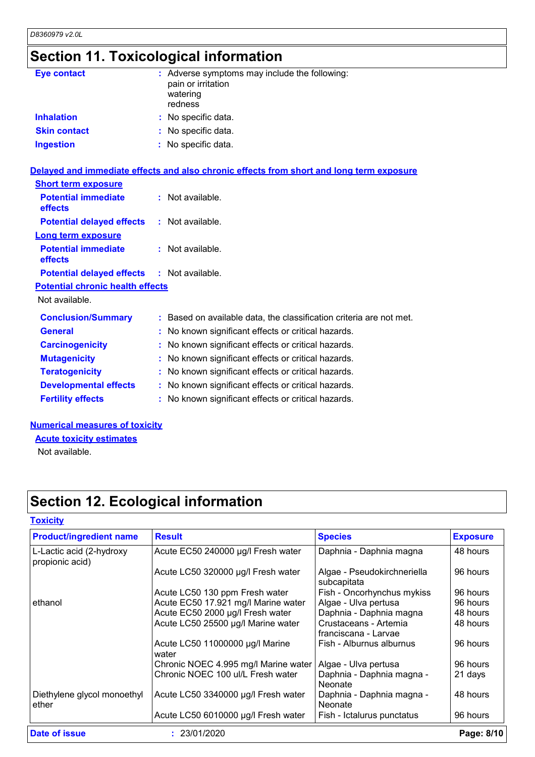## Section 11. Toxicological information

**Eye contact** : Adverse symptoms may include the following:
pain or irritation
watering
redness

**Inhalation** : No specific data.

**Skin contact** : No specific data.

**Ingestion** : No specific data.

### Delayed and immediate effects and also chronic effects from short and long term exposure

**Short term exposure**

**Potential immediate effects** : Not available.

**Potential delayed effects** : Not available.

**Long term exposure**

**Potential immediate effects** : Not available.

**Potential delayed effects** : Not available.

**Potential chronic health effects**

Not available.

**Conclusion/Summary** : Based on available data, the classification criteria are not met.

**General** : No known significant effects or critical hazards.

**Carcinogenicity** : No known significant effects or critical hazards.

**Mutagenicity** : No known significant effects or critical hazards.

**Teratogenicity** : No known significant effects or critical hazards.

**Developmental effects** : No known significant effects or critical hazards.

**Fertility effects** : No known significant effects or critical hazards.

### Numerical measures of toxicity

**Acute toxicity estimates**

Not available.

## Section 12. Ecological information

### Toxicity

| Product/ingredient name | Result | Species | Exposure |
|---|---|---|---|
| L-Lactic acid (2-hydroxy propionic acid) | Acute EC50 240000 µg/l Fresh water | Daphnia - Daphnia magna | 48 hours |
| | Acute LC50 320000 µg/l Fresh water | Algae - Pseudokirchneriella subcapitata | 96 hours |
| | Acute LC50 130 ppm Fresh water | Fish - Oncorhynchus mykiss | 96 hours |
| ethanol | Acute EC50 17.921 mg/l Marine water | Algae - Ulva pertusa | 96 hours |
| | Acute EC50 2000 µg/l Fresh water | Daphnia - Daphnia magna | 48 hours |
| | Acute LC50 25500 µg/l Marine water | Crustaceans - Artemia franciscana - Larvae | 48 hours |
| | Acute LC50 11000000 µg/l Marine water | Fish - Alburnus alburnus | 96 hours |
| | Chronic NOEC 4.995 mg/l Marine water | Algae - Ulva pertusa | 96 hours |
| | Chronic NOEC 100 ul/L Fresh water | Daphnia - Daphnia magna - Neonate | 21 days |
| Diethylene glycol monoethyl ether | Acute LC50 3340000 µg/l Fresh water | Daphnia - Daphnia magna - Neonate | 48 hours |
| | Acute LC50 6010000 µg/l Fresh water | Fish - Ictalurus punctatus | 96 hours |

**Date of issue** : 23/01/2020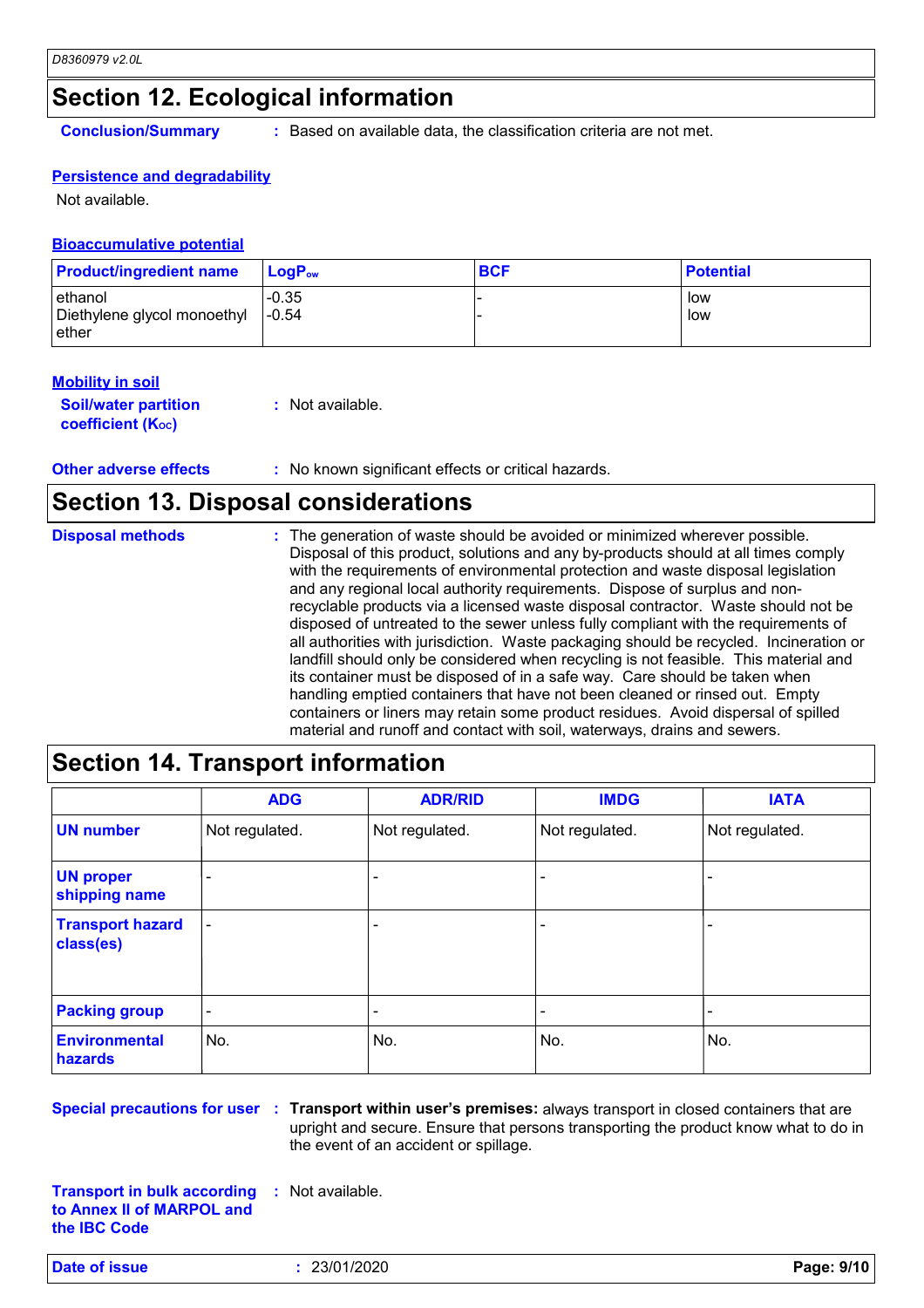## Section 12. Ecological information

**Conclusion/Summary** : Based on available data, the classification criteria are not met.

### Persistence and degradability

Not available.

### Bioaccumulative potential

| Product/ingredient name | $LogP_{ow}$ | BCF | Potential |
|---|---|---|---|
| ethanol | -0.35 | - | low |
| Diethylene glycol monoethyl ether | -0.54 | - | low |

### Mobility in soil

**Soil/water partition coefficient ($K_{OC}$)** : Not available.

**Other adverse effects** : No known significant effects or critical hazards.

## Section 13. Disposal considerations

**Disposal methods** : The generation of waste should be avoided or minimized wherever possible. Disposal of this product, solutions and any by-products should at all times comply with the requirements of environmental protection and waste disposal legislation and any regional local authority requirements. Dispose of surplus and non-recyclable products via a licensed waste disposal contractor. Waste should not be disposed of untreated to the sewer unless fully compliant with the requirements of all authorities with jurisdiction. Waste packaging should be recycled. Incineration or landfill should only be considered when recycling is not feasible. This material and its container must be disposed of in a safe way. Care should be taken when handling emptied containers that have not been cleaned or rinsed out. Empty containers or liners may retain some product residues. Avoid dispersal of spilled material and runoff and contact with soil, waterways, drains and sewers.

## Section 14. Transport information

| | ADG | ADR/RID | IMDG | IATA |
|---|---|---|---|---|
| UN number | Not regulated. | Not regulated. | Not regulated. | Not regulated. |
| UN proper shipping name | - | - | - | - |
| Transport hazard class(es) | - | - | - | - |
| Packing group | - | - | - | - |
| Environmental hazards | No. | No. | No. | No. |

**Special precautions for user** : **Transport within user's premises:** always transport in closed containers that are upright and secure. Ensure that persons transporting the product know what to do in the event of an accident or spillage.

**Transport in bulk according to Annex II of MARPOL and the IBC Code** : Not available.

**Date of issue** : 23/01/2020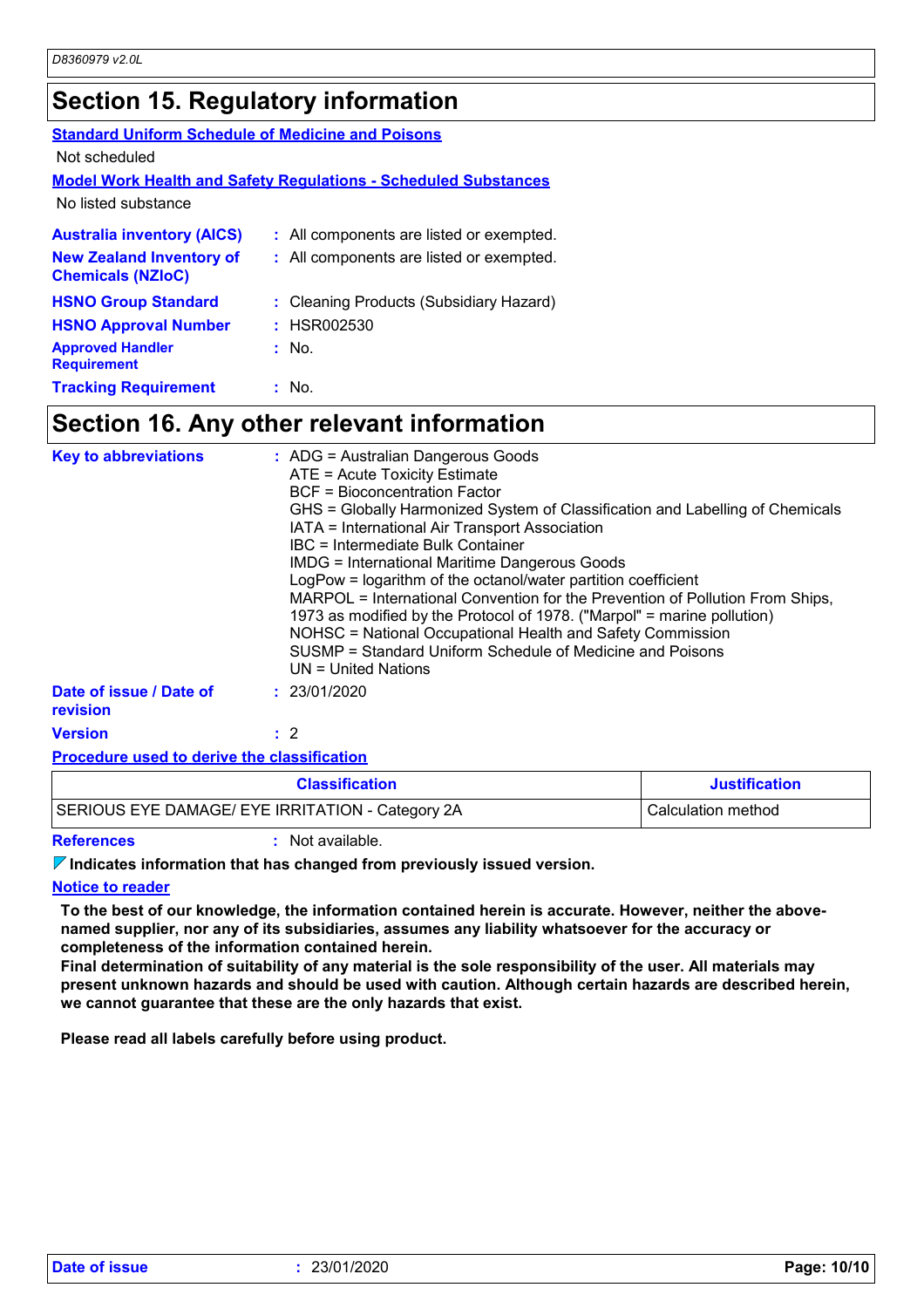## Section 15. Regulatory information

**Standard Uniform Schedule of Medicine and Poisons**

Not scheduled

**Model Work Health and Safety Regulations - Scheduled Substances**

No listed substance

**Australia inventory (AICS)** : All components are listed or exempted.

**New Zealand Inventory of Chemicals (NZIoC)** : All components are listed or exempted.

**HSNO Group Standard** : Cleaning Products (Subsidiary Hazard)

**HSNO Approval Number** : HSR002530

**Approved Handler Requirement** : No.

**Tracking Requirement** : No.

## Section 16. Any other relevant information

**Key to abbreviations** :
ADG = Australian Dangerous Goods
ATE = Acute Toxicity Estimate
BCF = Bioconcentration Factor
GHS = Globally Harmonized System of Classification and Labelling of Chemicals
IATA = International Air Transport Association
IBC = Intermediate Bulk Container
IMDG = International Maritime Dangerous Goods
LogPow = logarithm of the octanol/water partition coefficient
MARPOL = International Convention for the Prevention of Pollution From Ships, 1973 as modified by the Protocol of 1978. ("Marpol" = marine pollution)
NOHSC = National Occupational Health and Safety Commission
SUSMP = Standard Uniform Schedule of Medicine and Poisons
UN = United Nations

**Date of issue / Date of revision** : 23/01/2020

**Version** : 2

**Procedure used to derive the classification**

| Classification | Justification |
| --- | --- |
| SERIOUS EYE DAMAGE/ EYE IRRITATION - Category 2A | Calculation method |

**References** : Not available.

**Indicates information that has changed from previously issued version.**

**Notice to reader**

**To the best of our knowledge, the information contained herein is accurate. However, neither the above-named supplier, nor any of its subsidiaries, assumes any liability whatsoever for the accuracy or completeness of the information contained herein.**
**Final determination of suitability of any material is the sole responsibility of the user. All materials may present unknown hazards and should be used with caution. Although certain hazards are described herein, we cannot guarantee that these are the only hazards that exist.**

**Please read all labels carefully before using product.**